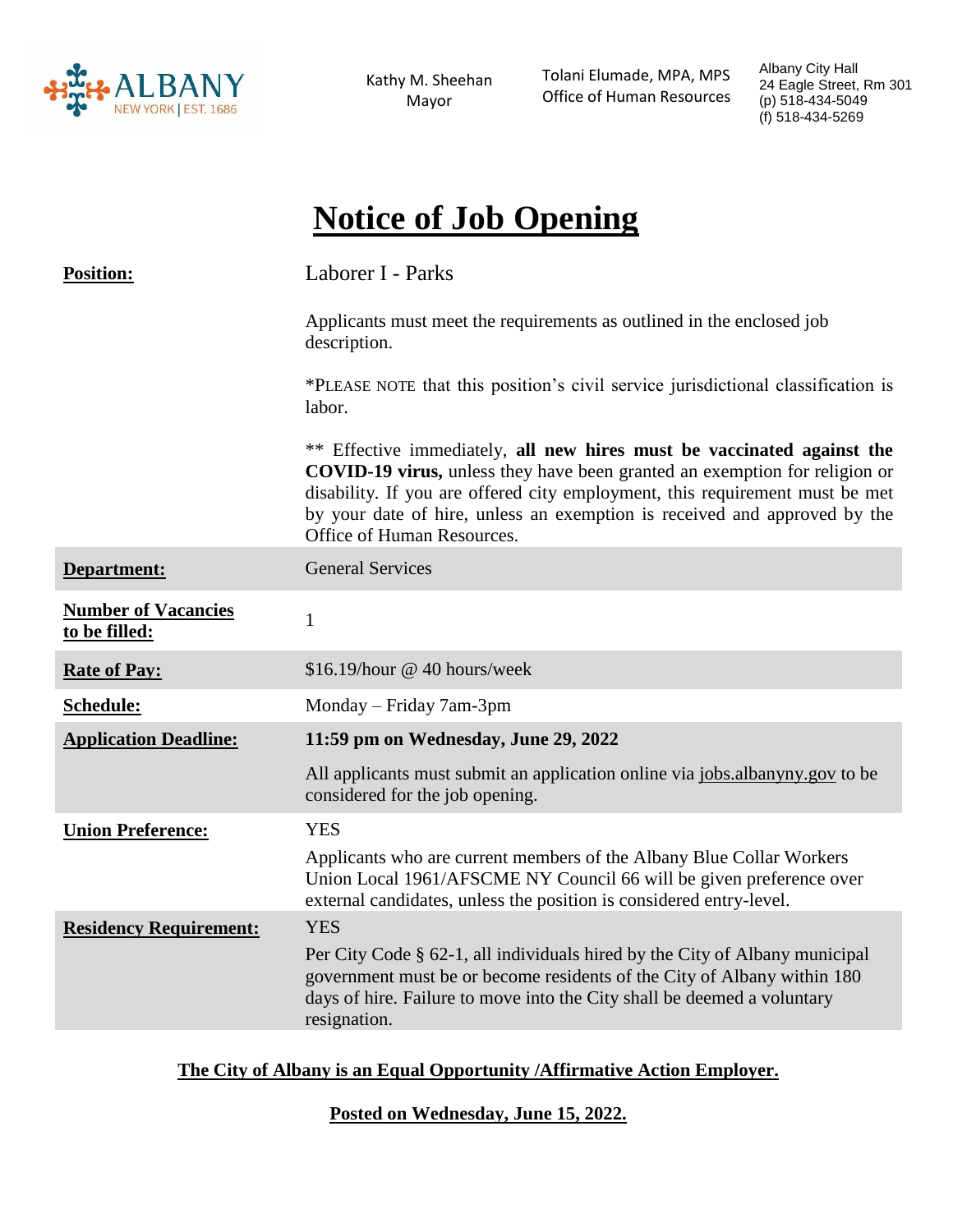Kathy M. Sheehan
Mayor

Tolani Elumade, MPA, MPS
Office of Human Resources

Albany City Hall
24 Eagle Street, Rm 301
(p) 518-434-5049
(f) 518-434-5269

# Notice of Job Opening

| | |
|---|---|
| **Position:** | Laborer I - Parks<br><br>Applicants must meet the requirements as outlined in the enclosed job description.<br><br>*PLEASE NOTE that this position's civil service jurisdictional classification is labor.<br><br>** Effective immediately, **all new hires must be vaccinated against the COVID-19 virus,** unless they have been granted an exemption for religion or disability. If you are offered city employment, this requirement must be met by your date of hire, unless an exemption is received and approved by the Office of Human Resources. |
| **Department:** | General Services |
| **Number of Vacancies to be filled:** | 1 |
| **Rate of Pay:** | $16.19/hour @ 40 hours/week |
| **Schedule:** | Monday – Friday 7am-3pm |
| **Application Deadline:** | **11:59 pm on Wednesday, June 29, 2022**<br><br>All applicants must submit an application online via jobs.albanyny.gov to be considered for the job opening. |
| **Union Preference:** | YES<br><br>Applicants who are current members of the Albany Blue Collar Workers Union Local 1961/AFSCME NY Council 66 will be given preference over external candidates, unless the position is considered entry-level. |
| **Residency Requirement:** | YES<br><br>Per City Code § 62-1, all individuals hired by the City of Albany municipal government must be or become residents of the City of Albany within 180 days of hire. Failure to move into the City shall be deemed a voluntary resignation. |

**The City of Albany is an Equal Opportunity /Affirmative Action Employer.**

**Posted on Wednesday, June 15, 2022.**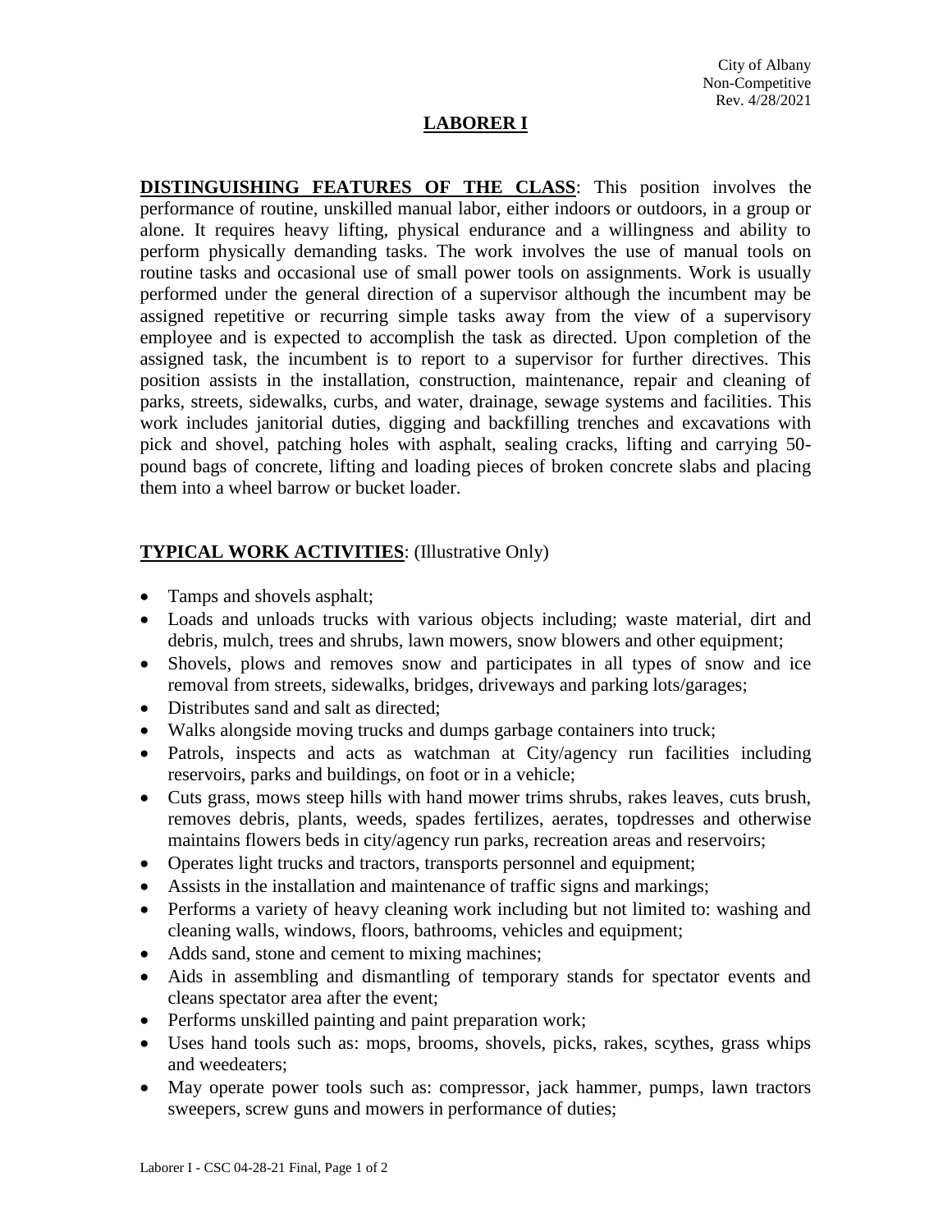City of Albany
Non-Competitive
Rev. 4/28/2021

# LABORER I

**DISTINGUISHING FEATURES OF THE CLASS**: This position involves the performance of routine, unskilled manual labor, either indoors or outdoors, in a group or alone. It requires heavy lifting, physical endurance and a willingness and ability to perform physically demanding tasks. The work involves the use of manual tools on routine tasks and occasional use of small power tools on assignments. Work is usually performed under the general direction of a supervisor although the incumbent may be assigned repetitive or recurring simple tasks away from the view of a supervisory employee and is expected to accomplish the task as directed. Upon completion of the assigned task, the incumbent is to report to a supervisor for further directives. This position assists in the installation, construction, maintenance, repair and cleaning of parks, streets, sidewalks, curbs, and water, drainage, sewage systems and facilities. This work includes janitorial duties, digging and backfilling trenches and excavations with pick and shovel, patching holes with asphalt, sealing cracks, lifting and carrying 50-pound bags of concrete, lifting and loading pieces of broken concrete slabs and placing them into a wheel barrow or bucket loader.

**TYPICAL WORK ACTIVITIES**: (Illustrative Only)

- Tamps and shovels asphalt;
- Loads and unloads trucks with various objects including; waste material, dirt and debris, mulch, trees and shrubs, lawn mowers, snow blowers and other equipment;
- Shovels, plows and removes snow and participates in all types of snow and ice removal from streets, sidewalks, bridges, driveways and parking lots/garages;
- Distributes sand and salt as directed;
- Walks alongside moving trucks and dumps garbage containers into truck;
- Patrols, inspects and acts as watchman at City/agency run facilities including reservoirs, parks and buildings, on foot or in a vehicle;
- Cuts grass, mows steep hills with hand mower trims shrubs, rakes leaves, cuts brush, removes debris, plants, weeds, spades fertilizes, aerates, topdresses and otherwise maintains flowers beds in city/agency run parks, recreation areas and reservoirs;
- Operates light trucks and tractors, transports personnel and equipment;
- Assists in the installation and maintenance of traffic signs and markings;
- Performs a variety of heavy cleaning work including but not limited to: washing and cleaning walls, windows, floors, bathrooms, vehicles and equipment;
- Adds sand, stone and cement to mixing machines;
- Aids in assembling and dismantling of temporary stands for spectator events and cleans spectator area after the event;
- Performs unskilled painting and paint preparation work;
- Uses hand tools such as: mops, brooms, shovels, picks, rakes, scythes, grass whips and weedeaters;
- May operate power tools such as: compressor, jack hammer, pumps, lawn tractors sweepers, screw guns and mowers in performance of duties;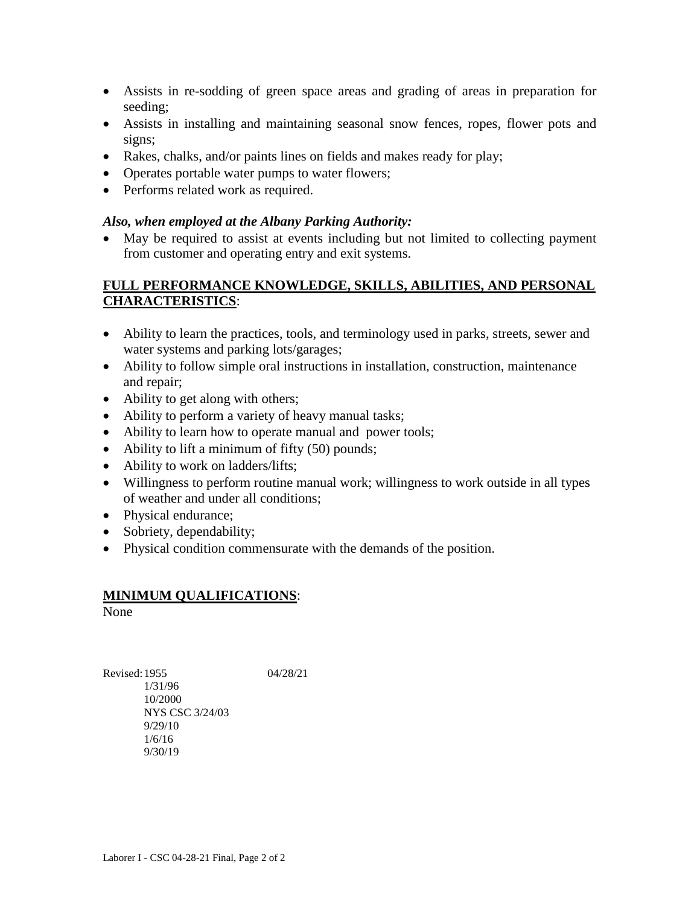- Assists in re-sodding of green space areas and grading of areas in preparation for seeding;
- Assists in installing and maintaining seasonal snow fences, ropes, flower pots and signs;
- Rakes, chalks, and/or paints lines on fields and makes ready for play;
- Operates portable water pumps to water flowers;
- Performs related work as required.

***Also, when employed at the Albany Parking Authority:***

- May be required to assist at events including but not limited to collecting payment from customer and operating entry and exit systems.

## FULL PERFORMANCE KNOWLEDGE, SKILLS, ABILITIES, AND PERSONAL CHARACTERISTICS:

- Ability to learn the practices, tools, and terminology used in parks, streets, sewer and water systems and parking lots/garages;
- Ability to follow simple oral instructions in installation, construction, maintenance and repair;
- Ability to get along with others;
- Ability to perform a variety of heavy manual tasks;
- Ability to learn how to operate manual and power tools;
- Ability to lift a minimum of fifty (50) pounds;
- Ability to work on ladders/lifts;
- Willingness to perform routine manual work; willingness to work outside in all types of weather and under all conditions;
- Physical endurance;
- Sobriety, dependability;
- Physical condition commensurate with the demands of the position.

## MINIMUM QUALIFICATIONS:

None

Revised: 1955
1/31/96
10/2000
NYS CSC 3/24/03
9/29/10
1/6/16
9/30/19
04/28/21